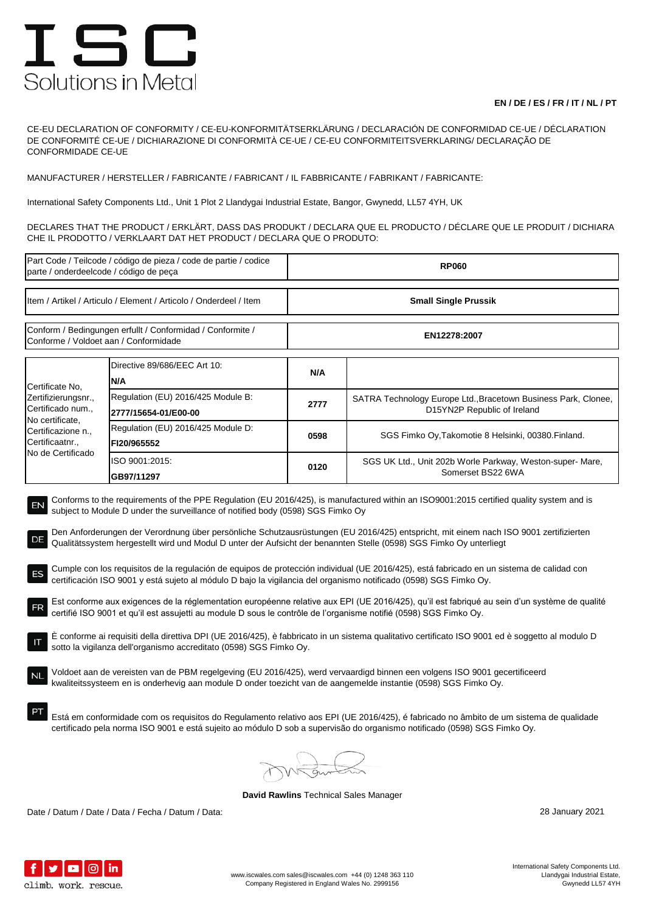# ISC

Solutions in Metal

**EN / DE / ES / FR / IT / NL / PT**

CE-EU DECLARATION OF CONFORMITY / CE-EU-KONFORMITÄTSERKLÄRUNG / DECLARACIÓN DE CONFORMIDAD CE-UE / DÉCLARATION DE CONFORMITÉ CE-UE / DICHIARAZIONE DI CONFORMITÀ CE-UE / CE-EU CONFORMITEITSVERKLARING/ DECLARAÇÃO DE CONFORMIDADE CE-UE

MANUFACTURER / HERSTELLER / FABRICANTE / FABRICANT / IL FABBRICANTE / FABRIKANT / FABRICANTE:

International Safety Components Ltd., Unit 1 Plot 2 Llandygai Industrial Estate, Bangor, Gwynedd, LL57 4YH, UK

DECLARES THAT THE PRODUCT / ERKLÄRT, DASS DAS PRODUKT / DECLARA QUE EL PRODUCTO / DÉCLARE QUE LE PRODUIT / DICHIARA CHE IL PRODOTTO / VERKLAART DAT HET PRODUCT / DECLARA QUE O PRODUTO:

| | |
|---|---|
| Part Code / Teilcode / código de pieza / code de partie / codice parte / onderdeelcode / código de peça | **RP060** |
| Item / Artikel / Articulo / Element / Articolo / Onderdeel / Item | **Small Single Prussik** |
| Conform / Bedingungen erfullt / Conformidad / Conformite / Conforme / Voldoet aan / Conformidade | **EN12278:2007** |

| | | | |
|---|---|---|---|
| Certificate No, Zertifizierungsnr., Certificado num., No certificate, Certificazione n., Certificaatnr., No de Certificado | Directive 89/686/EEC Art 10: **N/A** | **N/A** | |
| | Regulation (EU) 2016/425 Module B: **2777/15654-01/E00-00** | **2777** | SATRA Technology Europe Ltd.,Bracetown Business Park, Clonee, D15YN2P Republic of Ireland |
| | Regulation (EU) 2016/425 Module D: **FI20/965552** | **0598** | SGS Fimko Oy,Takomotie 8 Helsinki, 00380.Finland. |
| | ISO 9001:2015: **GB97/11297** | **0120** | SGS UK Ltd., Unit 202b Worle Parkway, Weston-super- Mare, Somerset BS22 6WA |

EN Conforms to the requirements of the PPE Regulation (EU 2016/425), is manufactured within an ISO9001:2015 certified quality system and is subject to Module D under the surveillance of notified body (0598) SGS Fimko Oy

DE Den Anforderungen der Verordnung über persönliche Schutzausrüstungen (EU 2016/425) entspricht, mit einem nach ISO 9001 zertifizierten Qualitätssystem hergestellt wird und Modul D unter der Aufsicht der benannten Stelle (0598) SGS Fimko Oy unterliegt

ES Cumple con los requisitos de la regulación de equipos de protección individual (UE 2016/425), está fabricado en un sistema de calidad con certificación ISO 9001 y está sujeto al módulo D bajo la vigilancia del organismo notificado (0598) SGS Fimko Oy.

FR Est conforme aux exigences de la réglementation européenne relative aux EPI (UE 2016/425), qu'il est fabriqué au sein d'un système de qualité certifié ISO 9001 et qu'il est assujetti au module D sous le contrôle de l'organisme notifié (0598) SGS Fimko Oy.

IT È conforme ai requisiti della direttiva DPI (UE 2016/425), è fabbricato in un sistema qualitativo certificato ISO 9001 ed è soggetto al modulo D sotto la vigilanza dell'organismo accreditato (0598) SGS Fimko Oy.

NL Voldoet aan de vereisten van de PBM regelgeving (EU 2016/425), werd vervaardigd binnen een volgens ISO 9001 gecertificeerd kwaliteitssysteem en is onderhevig aan module D onder toezicht van de aangemelde instantie (0598) SGS Fimko Oy.

PT Está em conformidade com os requisitos do Regulamento relativo aos EPI (UE 2016/425), é fabricado no âmbito de um sistema de qualidade certificado pela norma ISO 9001 e está sujeito ao módulo D sob a supervisão do organismo notificado (0598) SGS Fimko Oy.

**David Rawlins** Technical Sales Manager

Date / Datum / Date / Data / Fecha / Datum / Data: 28 January 2021

climb. work. rescue.

www.iscwales.com sales@iscwales.com +44 (0) 1248 363 110
Company Registered in England Wales No. 2999156

International Safety Components Ltd.
Llandygai Industrial Estate,
Gwynedd LL57 4YH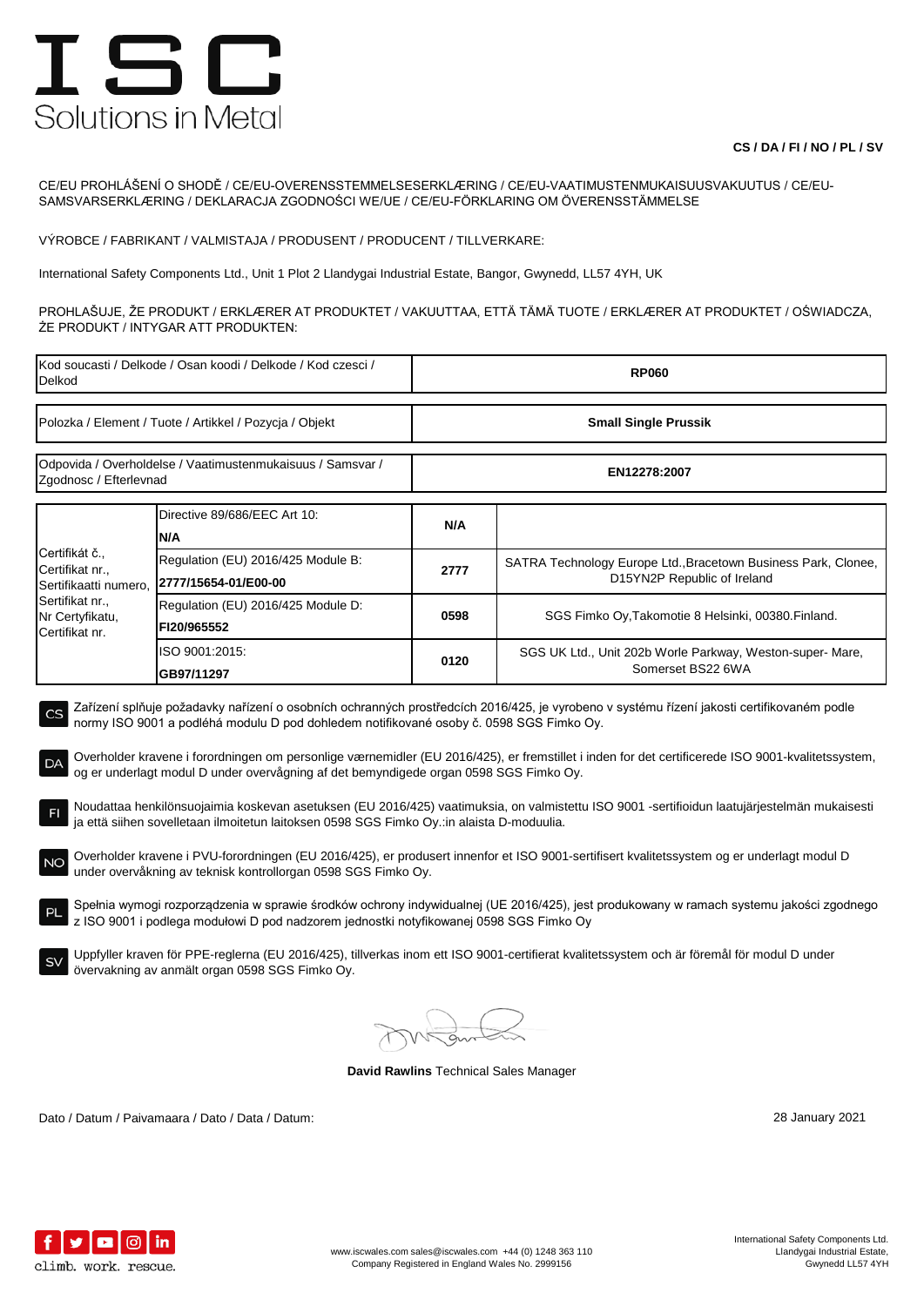# ISC
Solutions in Metal

**CS / DA / FI / NO / PL / SV**

CE/EU PROHLÁŠENÍ O SHODĚ / CE/EU-OVERENSSTEMMELSESERKLÆRING / CE/EU-VAATIMUSTENMUKAISUUSVAKUUTUS / CE/EU-SAMSVARSERKLÆRING / DEKLARACJA ZGODNOŚCI WE/UE / CE/EU-FÖRKLARING OM ÖVERENSSTÄMMELSE

VÝROBCE / FABRIKANT / VALMISTAJA / PRODUSENT / PRODUCENT / TILLVERKARE:

International Safety Components Ltd., Unit 1 Plot 2 Llandygai Industrial Estate, Bangor, Gwynedd, LL57 4YH, UK

PROHLAŠUJE, ŽE PRODUKT / ERKLÆRER AT PRODUKTET / VAKUUTTAA, ETTÄ TÄMÄ TUOTE / ERKLÆRER AT PRODUKTET / OŚWIADCZA, ŻE PRODUKT / INTYGAR ATT PRODUKTEN:

| | |
|---|---|
| Kod soucasti / Delkode / Osan koodi / Delkode / Kod czesci / Delkod | **RP060** |
| Polozka / Element / Tuote / Artikkel / Pozycja / Objekt | **Small Single Prussik** |
| Odpovida / Overholdelse / Vaatimustenmukaisuus / Samsvar / Zgodnosc / Efterlevnad | **EN12278:2007** |

| | | | |
|---|---|---|---|
| Certifikát č., Certifikat nr., Sertifikaatti numero, Sertifikat nr., Nr Certyfikatu, Certifikat nr. | Directive 89/686/EEC Art 10: **N/A** | **N/A** | |
| | Regulation (EU) 2016/425 Module B: **2777/15654-01/E00-00** | **2777** | SATRA Technology Europe Ltd.,Bracetown Business Park, Clonee, D15YN2P Republic of Ireland |
| | Regulation (EU) 2016/425 Module D: **FI20/965552** | **0598** | SGS Fimko Oy,Takomotie 8 Helsinki, 00380.Finland. |
| | ISO 9001:2015: **GB97/11297** | **0120** | SGS UK Ltd., Unit 202b Worle Parkway, Weston-super- Mare, Somerset BS22 6WA |

**CS** Zařízení splňuje požadavky nařízení o osobních ochranných prostředcích 2016/425, je vyrobeno v systému řízení jakosti certifikovaném podle normy ISO 9001 a podléhá modulu D pod dohledem notifikované osoby č. 0598 SGS Fimko Oy.

**DA** Overholder kravene i forordningen om personlige værnemidler (EU 2016/425), er fremstillet i inden for det certificerede ISO 9001-kvalitetssystem, og er underlagt modul D under overvågning af det bemyndigede organ 0598 SGS Fimko Oy.

**FI** Noudattaa henkilönsuojaimia koskevan asetuksen (EU 2016/425) vaatimuksia, on valmistettu ISO 9001 -sertifioidun laatujärjestelmän mukaisesti ja että siihen sovelletaan ilmoitetun laitoksen 0598 SGS Fimko Oy.:in alaista D-moduulia.

**NO** Overholder kravene i PVU-forordningen (EU 2016/425), er produsert innenfor et ISO 9001-sertifisert kvalitetssystem og er underlagt modul D under overvåkning av teknisk kontrollorgan 0598 SGS Fimko Oy.

**PL** Spełnia wymogi rozporządzenia w sprawie środków ochrony indywidualnej (UE 2016/425), jest produkowany w ramach systemu jakości zgodnego z ISO 9001 i podlega modułowi D pod nadzorem jednostki notyfikowanej 0598 SGS Fimko Oy

**SV** Uppfyller kraven för PPE-reglerna (EU 2016/425), tillverkas inom ett ISO 9001-certifierat kvalitetssystem och är föremål för modul D under övervakning av anmält organ 0598 SGS Fimko Oy.

**David Rawlins** Technical Sales Manager

Dato / Datum / Paivamaara / Dato / Data / Datum: 28 January 2021

climb. work. rescue.

www.iscwales.com sales@iscwales.com +44 (0) 1248 363 110
Company Registered in England Wales No. 2999156

International Safety Components Ltd.
Llandygai Industrial Estate,
Gwynedd LL57 4YH